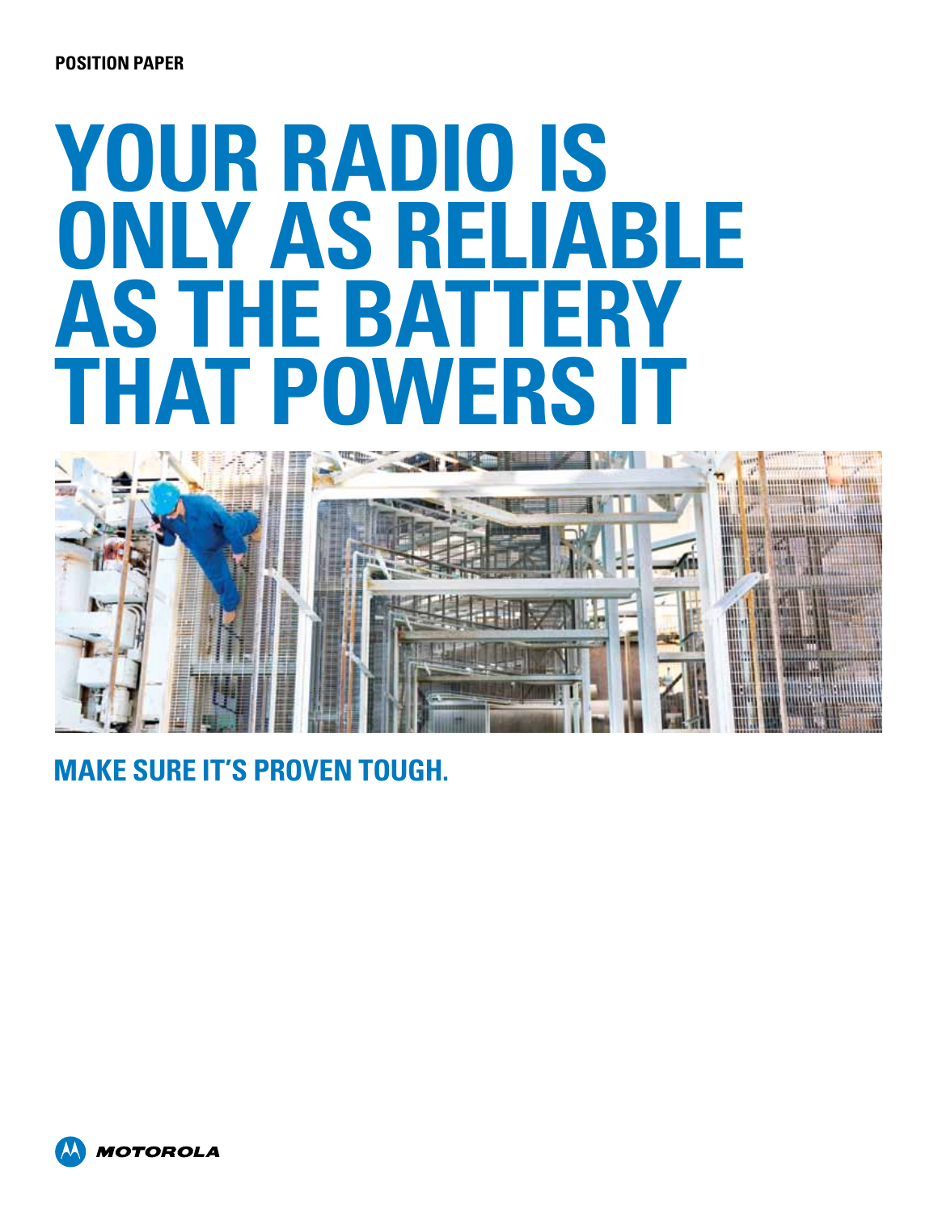POSITION PAPER

# YOUR RADIO IS ONLY AS RELIABLE AS THE BATTERY THAT POWERS IT

## MAKE SURE IT'S PROVEN TOUGH.

MOTOROLA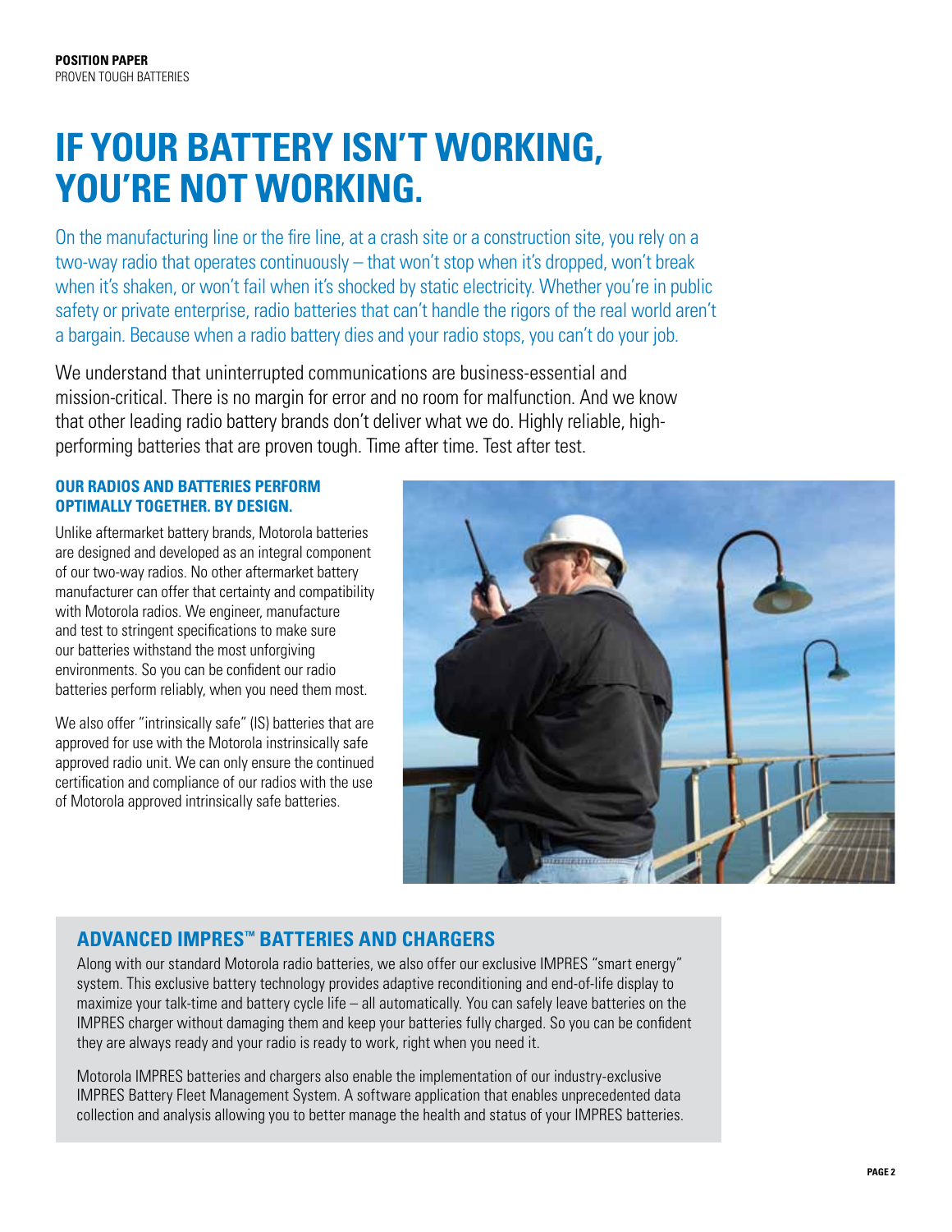# IF YOUR BATTERY ISN'T WORKING, YOU'RE NOT WORKING.

On the manufacturing line or the fire line, at a crash site or a construction site, you rely on a two-way radio that operates continuously – that won't stop when it's dropped, won't break when it's shaken, or won't fail when it's shocked by static electricity. Whether you're in public safety or private enterprise, radio batteries that can't handle the rigors of the real world aren't a bargain. Because when a radio battery dies and your radio stops, you can't do your job.

We understand that uninterrupted communications are business-essential and mission-critical. There is no margin for error and no room for malfunction. And we know that other leading radio battery brands don't deliver what we do. Highly reliable, high-performing batteries that are proven tough. Time after time. Test after test.

### OUR RADIOS AND BATTERIES PERFORM OPTIMALLY TOGETHER. BY DESIGN.

Unlike aftermarket battery brands, Motorola batteries are designed and developed as an integral component of our two-way radios. No other aftermarket battery manufacturer can offer that certainty and compatibility with Motorola radios. We engineer, manufacture and test to stringent specifications to make sure our batteries withstand the most unforgiving environments. So you can be confident our radio batteries perform reliably, when you need them most.

We also offer "intrinsically safe" (IS) batteries that are approved for use with the Motorola instrinsically safe approved radio unit. We can only ensure the continued certification and compliance of our radios with the use of Motorola approved intrinsically safe batteries.

## ADVANCED IMPRES™ BATTERIES AND CHARGERS

Along with our standard Motorola radio batteries, we also offer our exclusive IMPRES "smart energy" system. This exclusive battery technology provides adaptive reconditioning and end-of-life display to maximize your talk-time and battery cycle life – all automatically. You can safely leave batteries on the IMPRES charger without damaging them and keep your batteries fully charged. So you can be confident they are always ready and your radio is ready to work, right when you need it.

Motorola IMPRES batteries and chargers also enable the implementation of our industry-exclusive IMPRES Battery Fleet Management System. A software application that enables unprecedented data collection and analysis allowing you to better manage the health and status of your IMPRES batteries.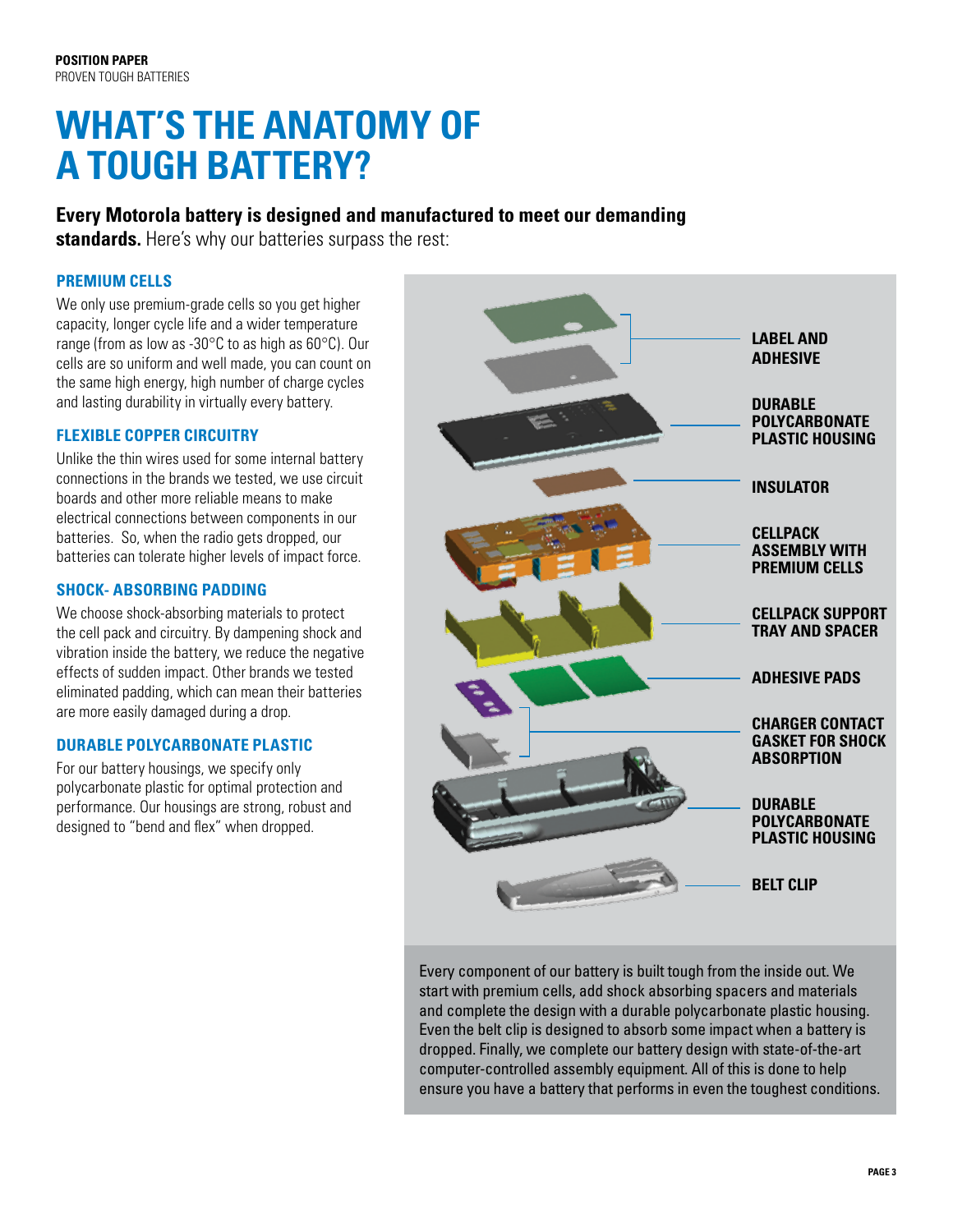# WHAT'S THE ANATOMY OF A TOUGH BATTERY?

**Every Motorola battery is designed and manufactured to meet our demanding standards.** Here's why our batteries surpass the rest:

### PREMIUM CELLS

We only use premium-grade cells so you get higher capacity, longer cycle life and a wider temperature range (from as low as -30°C to as high as 60°C). Our cells are so uniform and well made, you can count on the same high energy, high number of charge cycles and lasting durability in virtually every battery.

### FLEXIBLE COPPER CIRCUITRY

Unlike the thin wires used for some internal battery connections in the brands we tested, we use circuit boards and other more reliable means to make electrical connections between components in our batteries. So, when the radio gets dropped, our batteries can tolerate higher levels of impact force.

### SHOCK- ABSORBING PADDING

We choose shock-absorbing materials to protect the cell pack and circuitry. By dampening shock and vibration inside the battery, we reduce the negative effects of sudden impact. Other brands we tested eliminated padding, which can mean their batteries are more easily damaged during a drop.

### DURABLE POLYCARBONATE PLASTIC

For our battery housings, we specify only polycarbonate plastic for optimal protection and performance. Our housings are strong, robust and designed to "bend and flex" when dropped.

**LABEL AND ADHESIVE**

**DURABLE POLYCARBONATE PLASTIC HOUSING**

**INSULATOR**

**CELLPACK ASSEMBLY WITH PREMIUM CELLS**

**CELLPACK SUPPORT TRAY AND SPACER**

**ADHESIVE PADS**

**CHARGER CONTACT GASKET FOR SHOCK ABSORPTION**

**DURABLE POLYCARBONATE PLASTIC HOUSING**

**BELT CLIP**

Every component of our battery is built tough from the inside out. We start with premium cells, add shock absorbing spacers and materials and complete the design with a durable polycarbonate plastic housing. Even the belt clip is designed to absorb some impact when a battery is dropped. Finally, we complete our battery design with state-of-the-art computer-controlled assembly equipment. All of this is done to help ensure you have a battery that performs in even the toughest conditions.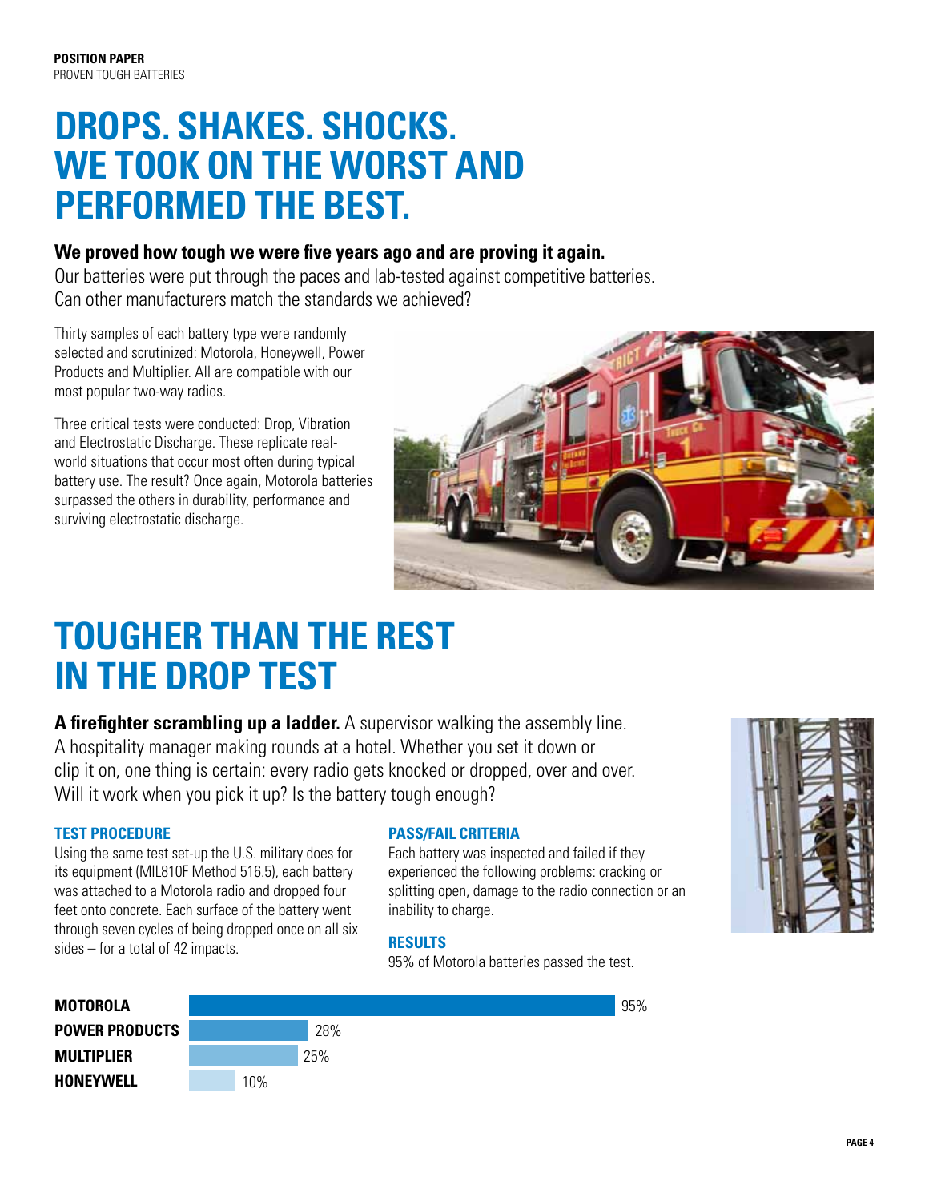**POSITION PAPER**
PROVEN TOUGH BATTERIES

# DROPS. SHAKES. SHOCKS. WE TOOK ON THE WORST AND PERFORMED THE BEST.

**We proved how tough we were five years ago and are proving it again.**
Our batteries were put through the paces and lab-tested against competitive batteries. Can other manufacturers match the standards we achieved?

Thirty samples of each battery type were randomly selected and scrutinized: Motorola, Honeywell, Power Products and Multiplier. All are compatible with our most popular two-way radios.

Three critical tests were conducted: Drop, Vibration and Electrostatic Discharge. These replicate real-world situations that occur most often during typical battery use. The result? Once again, Motorola batteries surpassed the others in durability, performance and surviving electrostatic discharge.

# TOUGHER THAN THE REST IN THE DROP TEST

**A firefighter scrambling up a ladder.** A supervisor walking the assembly line. A hospitality manager making rounds at a hotel. Whether you set it down or clip it on, one thing is certain: every radio gets knocked or dropped, over and over. Will it work when you pick it up? Is the battery tough enough?

### TEST PROCEDURE

Using the same test set-up the U.S. military does for its equipment (MIL810F Method 516.5), each battery was attached to a Motorola radio and dropped four feet onto concrete. Each surface of the battery went through seven cycles of being dropped once on all six sides – for a total of 42 impacts.

### PASS/FAIL CRITERIA

Each battery was inspected and failed if they experienced the following problems: cracking or splitting open, damage to the radio connection or an inability to charge.

### RESULTS

95% of Motorola batteries passed the test.

| Battery | Pass rate |
|---|---|
| MOTOROLA | 95% |
| POWER PRODUCTS | 28% |
| MULTIPLIER | 25% |
| HONEYWELL | 10% |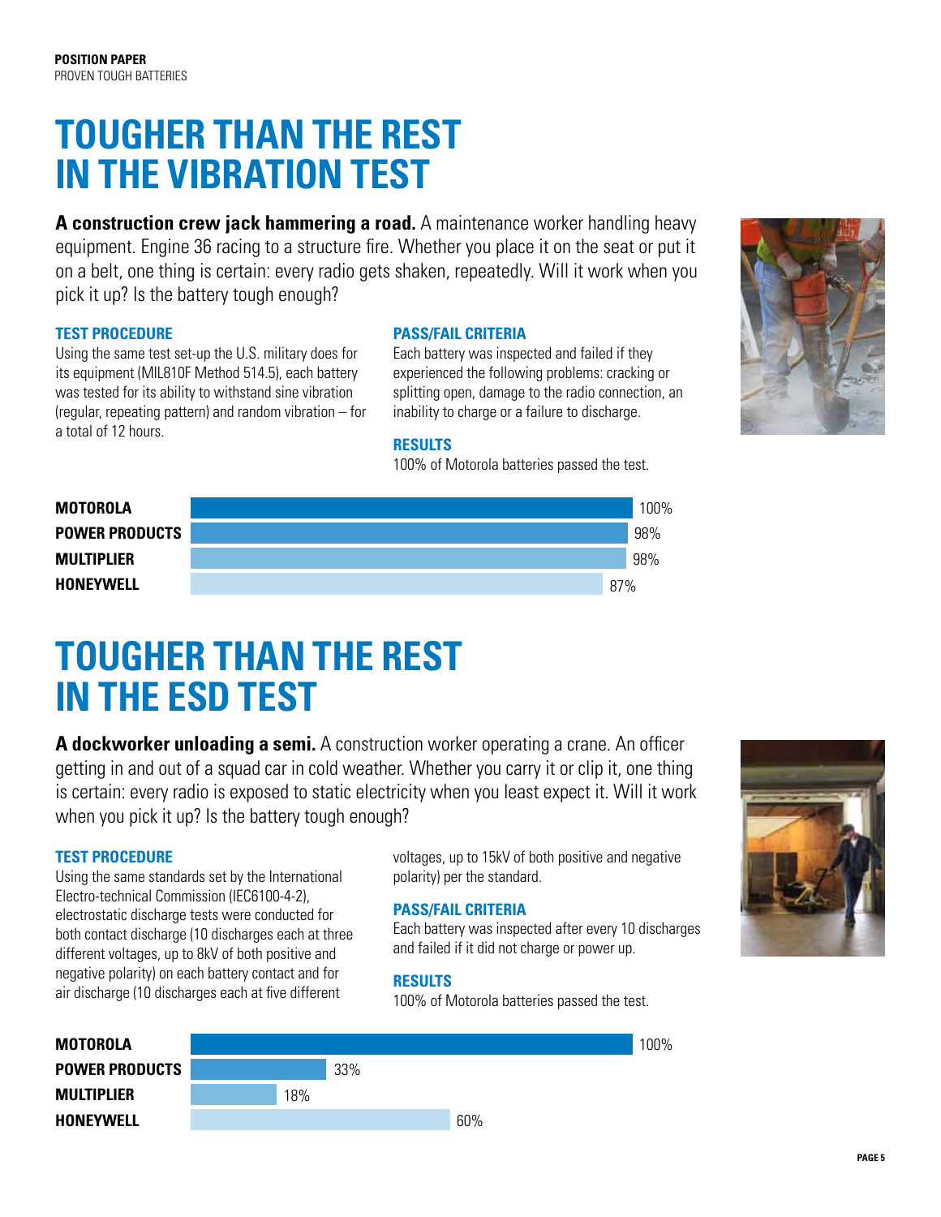# TOUGHER THAN THE REST IN THE VIBRATION TEST

**A construction crew jack hammering a road.** A maintenance worker handling heavy equipment. Engine 36 racing to a structure fire. Whether you place it on the seat or put it on a belt, one thing is certain: every radio gets shaken, repeatedly. Will it work when you pick it up? Is the battery tough enough?

### TEST PROCEDURE

Using the same test set-up the U.S. military does for its equipment (MIL810F Method 514.5), each battery was tested for its ability to withstand sine vibration (regular, repeating pattern) and random vibration – for a total of 12 hours.

### PASS/FAIL CRITERIA

Each battery was inspected and failed if they experienced the following problems: cracking or splitting open, damage to the radio connection, an inability to charge or a failure to discharge.

### RESULTS

100% of Motorola batteries passed the test.

| | |
|---|---|
| **MOTOROLA** | 100% |
| **POWER PRODUCTS** | 98% |
| **MULTIPLIER** | 98% |
| **HONEYWELL** | 87% |

# TOUGHER THAN THE REST IN THE ESD TEST

**A dockworker unloading a semi.** A construction worker operating a crane. An officer getting in and out of a squad car in cold weather. Whether you carry it or clip it, one thing is certain: every radio is exposed to static electricity when you least expect it. Will it work when you pick it up? Is the battery tough enough?

### TEST PROCEDURE

Using the same standards set by the International Electro-technical Commission (IEC6100-4-2), electrostatic discharge tests were conducted for both contact discharge (10 discharges each at three different voltages, up to 8kV of both positive and negative polarity) on each battery contact and for air discharge (10 discharges each at five different voltages, up to 15kV of both positive and negative polarity) per the standard.

### PASS/FAIL CRITERIA

Each battery was inspected after every 10 discharges and failed if it did not charge or power up.

### RESULTS

100% of Motorola batteries passed the test.

| | |
|---|---|
| **MOTOROLA** | 100% |
| **POWER PRODUCTS** | 33% |
| **MULTIPLIER** | 18% |
| **HONEYWELL** | 60% |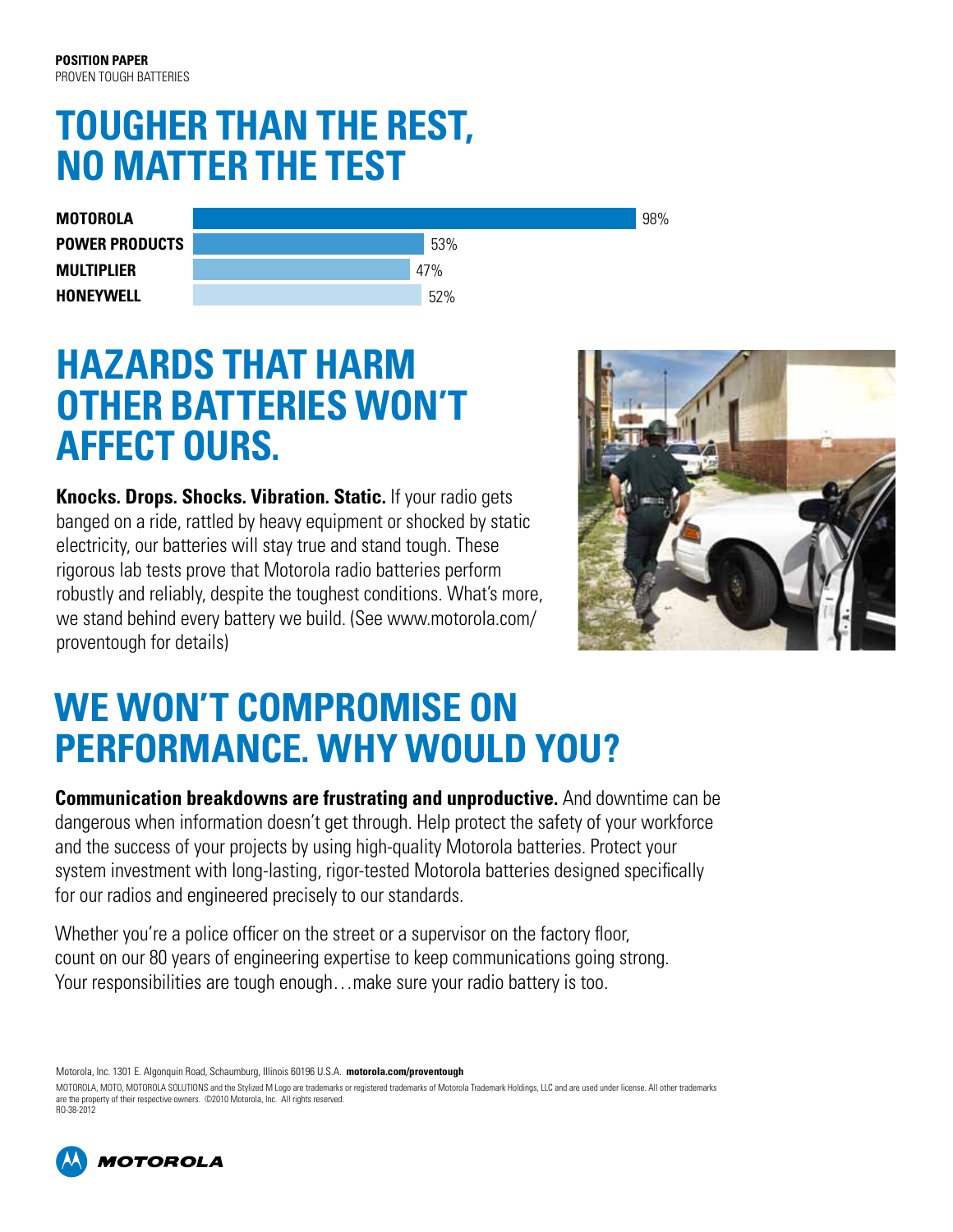**POSITION PAPER**
PROVEN TOUGH BATTERIES

# TOUGHER THAN THE REST, NO MATTER THE TEST

MOTOROLA 98%
POWER PRODUCTS 53%
MULTIPLIER 47%
HONEYWELL 52%

# HAZARDS THAT HARM OTHER BATTERIES WON'T AFFECT OURS.

**Knocks. Drops. Shocks. Vibration. Static.** If your radio gets banged on a ride, rattled by heavy equipment or shocked by static electricity, our batteries will stay true and stand tough. These rigorous lab tests prove that Motorola radio batteries perform robustly and reliably, despite the toughest conditions. What's more, we stand behind every battery we build. (See www.motorola.com/proventough for details)

# WE WON'T COMPROMISE ON PERFORMANCE. WHY WOULD YOU?

**Communication breakdowns are frustrating and unproductive.** And downtime can be dangerous when information doesn't get through. Help protect the safety of your workforce and the success of your projects by using high-quality Motorola batteries. Protect your system investment with long-lasting, rigor-tested Motorola batteries designed specifically for our radios and engineered precisely to our standards.

Whether you're a police officer on the street or a supervisor on the factory floor, count on our 80 years of engineering expertise to keep communications going strong. Your responsibilities are tough enough…make sure your radio battery is too.

Motorola, Inc. 1301 E. Algonquin Road, Schaumburg, Illinois 60196 U.S.A. **motorola.com/proventough**

MOTOROLA, MOTO, MOTOROLA SOLUTIONS and the Stylized M Logo are trademarks or registered trademarks of Motorola Trademark Holdings, LLC and are used under license. All other trademarks are the property of their respective owners. ©2010 Motorola, Inc. All rights reserved.
RO-38-2012

MOTOROLA